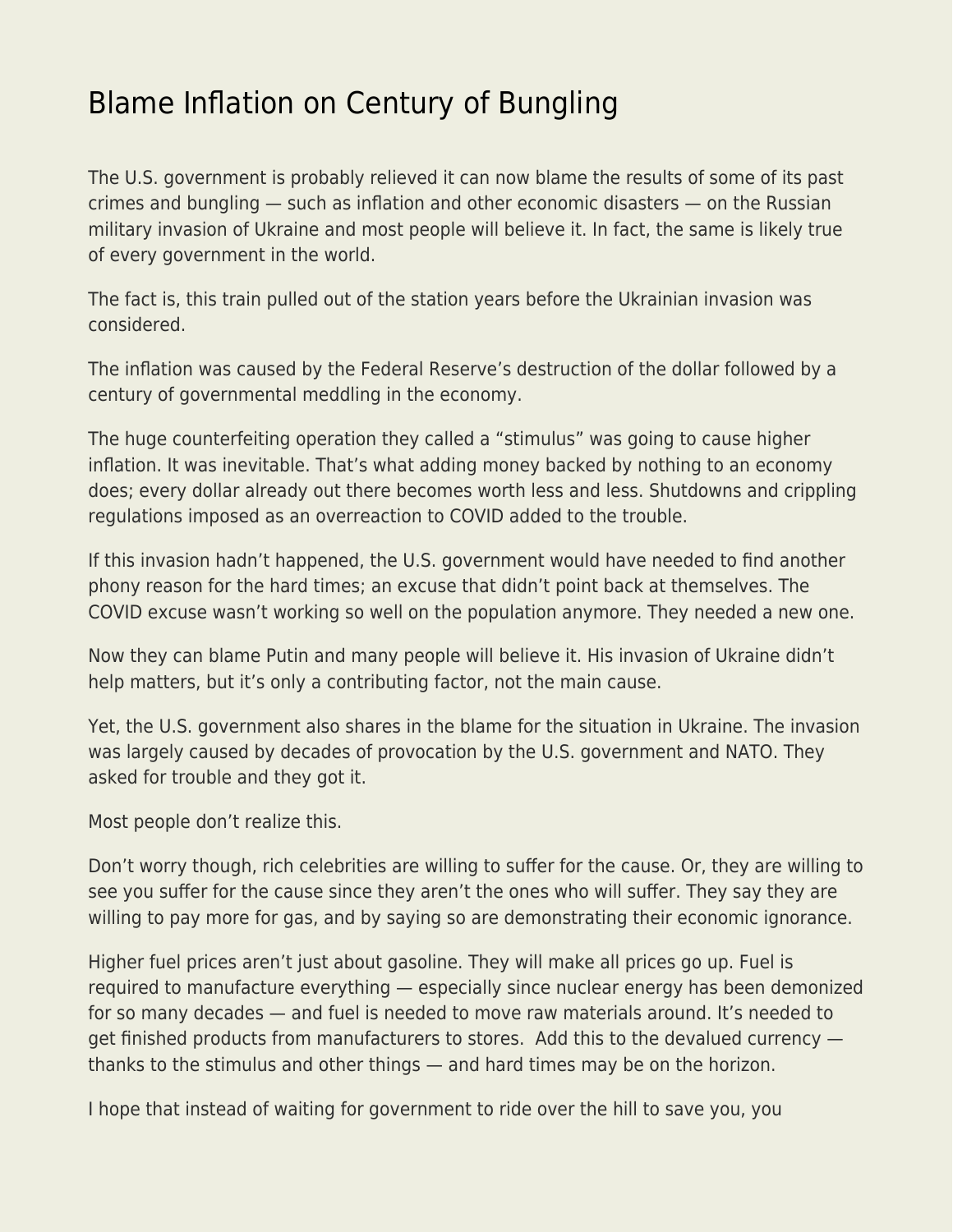# Blame Inflation on Century of Bungling

The U.S. government is probably relieved it can now blame the results of some of its past crimes and bungling — such as inflation and other economic disasters — on the Russian military invasion of Ukraine and most people will believe it. In fact, the same is likely true of every government in the world.

The fact is, this train pulled out of the station years before the Ukrainian invasion was considered.

The inflation was caused by the Federal Reserve's destruction of the dollar followed by a century of governmental meddling in the economy.

The huge counterfeiting operation they called a "stimulus" was going to cause higher inflation. It was inevitable. That's what adding money backed by nothing to an economy does; every dollar already out there becomes worth less and less. Shutdowns and crippling regulations imposed as an overreaction to COVID added to the trouble.

If this invasion hadn't happened, the U.S. government would have needed to find another phony reason for the hard times; an excuse that didn't point back at themselves. The COVID excuse wasn't working so well on the population anymore. They needed a new one.

Now they can blame Putin and many people will believe it. His invasion of Ukraine didn't help matters, but it's only a contributing factor, not the main cause.

Yet, the U.S. government also shares in the blame for the situation in Ukraine. The invasion was largely caused by decades of provocation by the U.S. government and NATO. They asked for trouble and they got it.

Most people don't realize this.

Don't worry though, rich celebrities are willing to suffer for the cause. Or, they are willing to see you suffer for the cause since they aren't the ones who will suffer. They say they are willing to pay more for gas, and by saying so are demonstrating their economic ignorance.

Higher fuel prices aren't just about gasoline. They will make all prices go up. Fuel is required to manufacture everything — especially since nuclear energy has been demonized for so many decades — and fuel is needed to move raw materials around. It's needed to get finished products from manufacturers to stores. Add this to the devalued currency — thanks to the stimulus and other things — and hard times may be on the horizon.

I hope that instead of waiting for government to ride over the hill to save you, you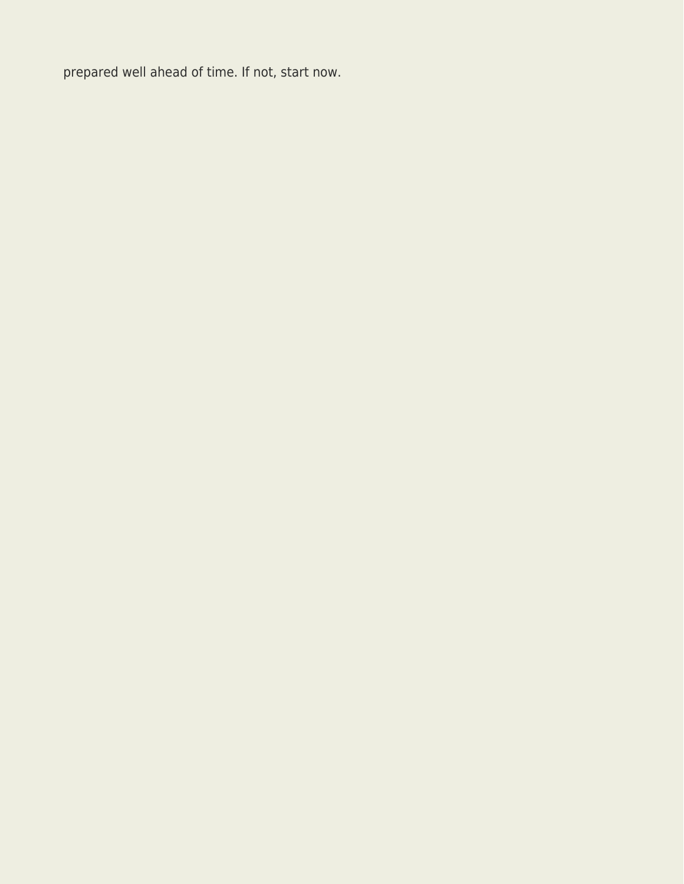prepared well ahead of time. If not, start now.